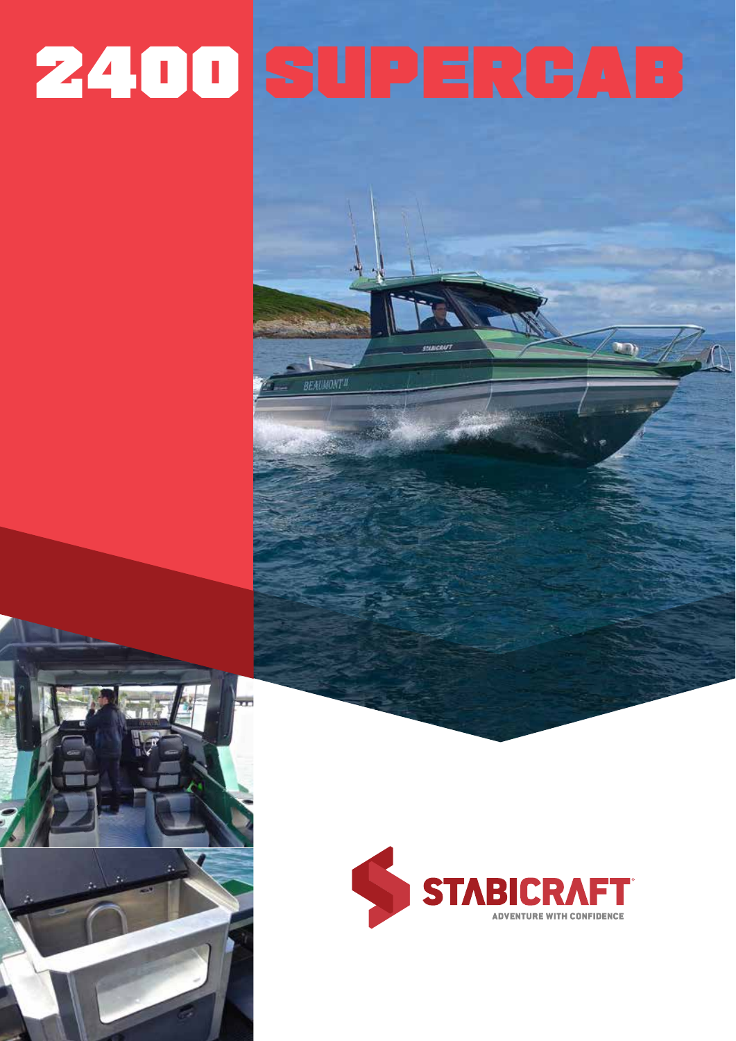# 2400 SUPERCAB

STABICRAFT

ADVENTURE WITH CONFIDENCE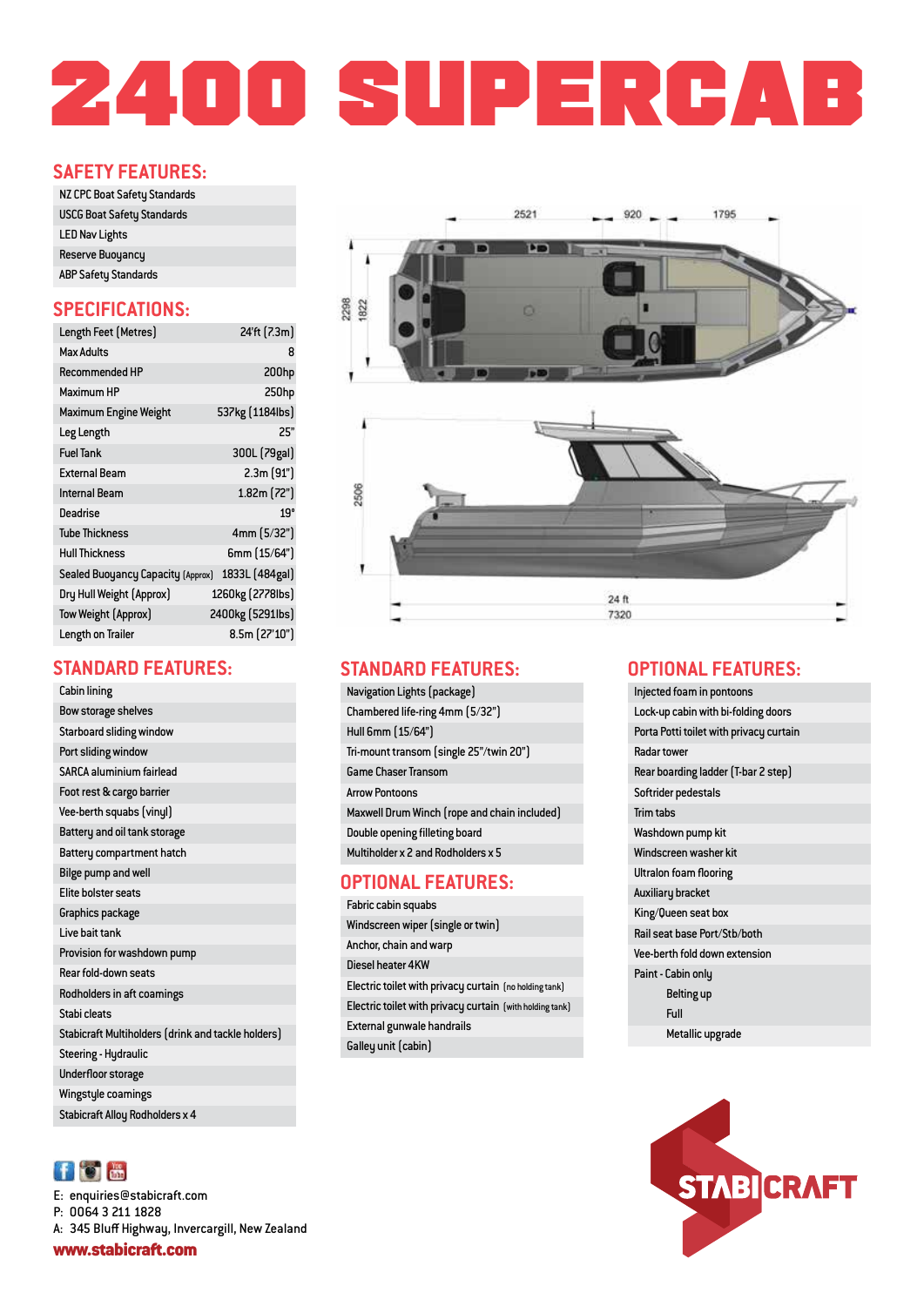# 2400 SUPERCAB

## SAFETY FEATURES:

- NZ CPC Boat Safety Standards
- USCG Boat Safety Standards
- LED Nav Lights
- Reserve Buoyancy
- ABP Safety Standards

## SPECIFICATIONS:

| | |
|---|---|
| Length Feet (Metres) | 24'ft (7.3m) |
| Max Adults | 8 |
| Recommended HP | 200hp |
| Maximum HP | 250hp |
| Maximum Engine Weight | 537kg (1184lbs) |
| Leg Length | 25" |
| Fuel Tank | 300L (79gal) |
| External Beam | 2.3m (91") |
| Internal Beam | 1.82m (72") |
| Deadrise | 19° |
| Tube Thickness | 4mm (5/32") |
| Hull Thickness | 6mm (15/64") |
| Sealed Buoyancy Capacity (Approx) | 1833L (484gal) |
| Dry Hull Weight (Approx) | 1260kg (2778lbs) |
| Tow Weight (Approx) | 2400kg (5291lbs) |
| Length on Trailer | 8.5m (27'10") |

2521
920
1795
2298
1822
2506
24 ft
7320

## STANDARD FEATURES:

- Cabin lining
- Bow storage shelves
- Starboard sliding window
- Port sliding window
- SARCA aluminium fairlead
- Foot rest & cargo barrier
- Vee-berth squabs (vinyl)
- Battery and oil tank storage
- Battery compartment hatch
- Bilge pump and well
- Elite bolster seats
- Graphics package
- Live bait tank
- Provision for washdown pump
- Rear fold-down seats
- Rodholders in aft coamings
- Stabi cleats
- Stabicraft Multiholders (drink and tackle holders)
- Steering - Hydraulic
- Underfloor storage
- Wingstyle coamings
- Stabicraft Alloy Rodholders x 4
- Navigation Lights (package)
- Chambered life-ring 4mm (5/32")
- Hull 6mm (15/64")
- Tri-mount transom (single 25"/twin 20")
- Game Chaser Transom
- Arrow Pontoons
- Maxwell Drum Winch (rope and chain included)
- Double opening filleting board
- Multiholder x 2 and Rodholders x 5

## OPTIONAL FEATURES:

- Fabric cabin squabs
- Windscreen wiper (single or twin)
- Anchor, chain and warp
- Diesel heater 4KW
- Electric toilet with privacy curtain (no holding tank)
- Electric toilet with privacy curtain (with holding tank)
- External gunwale handrails
- Galley unit (cabin)
- Injected foam in pontoons
- Lock-up cabin with bi-folding doors
- Porta Potti toilet with privacy curtain
- Radar tower
- Rear boarding ladder (T-bar 2 step)
- Softrider pedestals
- Trim tabs
- Washdown pump kit
- Windscreen washer kit
- Ultralon foam flooring
- Auxiliary bracket
- King/Queen seat box
- Rail seat base Port/Stb/both
- Vee-berth fold down extension
- Paint - Cabin only
  - Belting up
  - Full
  - Metallic upgrade

E: enquiries@stabicraft.com
P: 0064 3 211 1828
A: 345 Bluff Highway, Invercargill, New Zealand
**www.stabicraft.com**

STABICRAFT